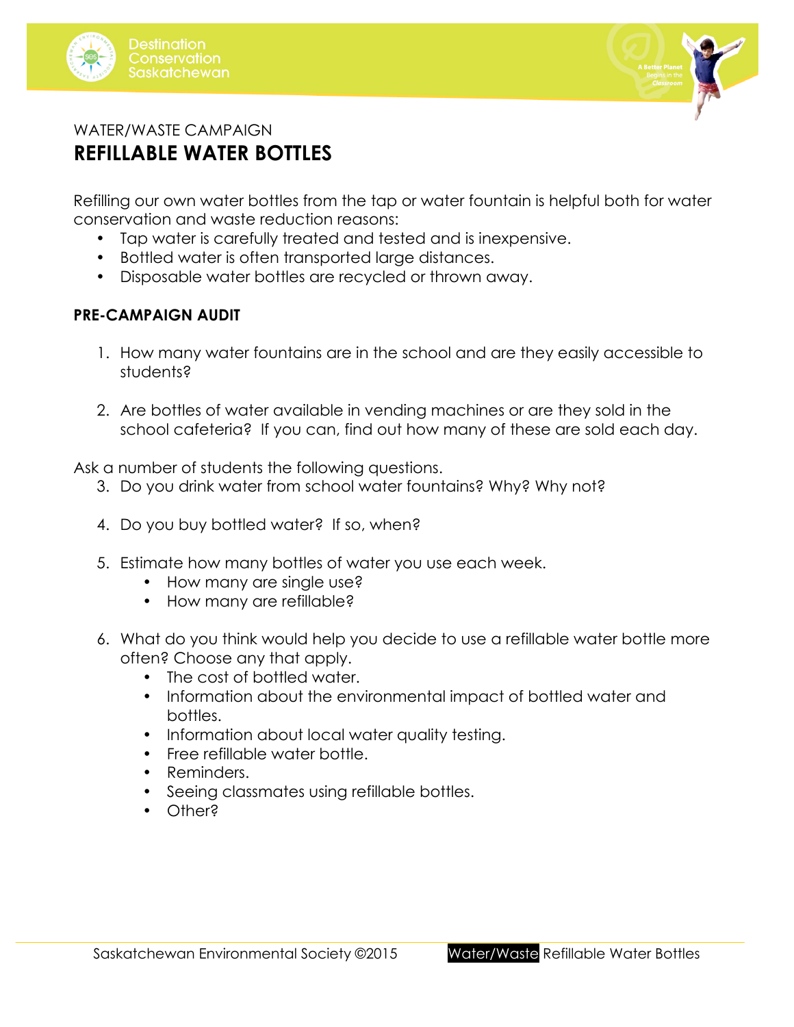WATER/WASTE CAMPAIGN

# REFILLABLE WATER BOTTLES

Refilling our own water bottles from the tap or water fountain is helpful both for water conservation and waste reduction reasons:

- Tap water is carefully treated and tested and is inexpensive.
- Bottled water is often transported large distances.
- Disposable water bottles are recycled or thrown away.

## PRE-CAMPAIGN AUDIT

1. How many water fountains are in the school and are they easily accessible to students?

2. Are bottles of water available in vending machines or are they sold in the school cafeteria? If you can, find out how many of these are sold each day.

Ask a number of students the following questions.

3. Do you drink water from school water fountains? Why? Why not?

4. Do you buy bottled water? If so, when?

5. Estimate how many bottles of water you use each week.
   - How many are single use?
   - How many are refillable?

6. What do you think would help you decide to use a refillable water bottle more often? Choose any that apply.
   - The cost of bottled water.
   - Information about the environmental impact of bottled water and bottles.
   - Information about local water quality testing.
   - Free refillable water bottle.
   - Reminders.
   - Seeing classmates using refillable bottles.
   - Other?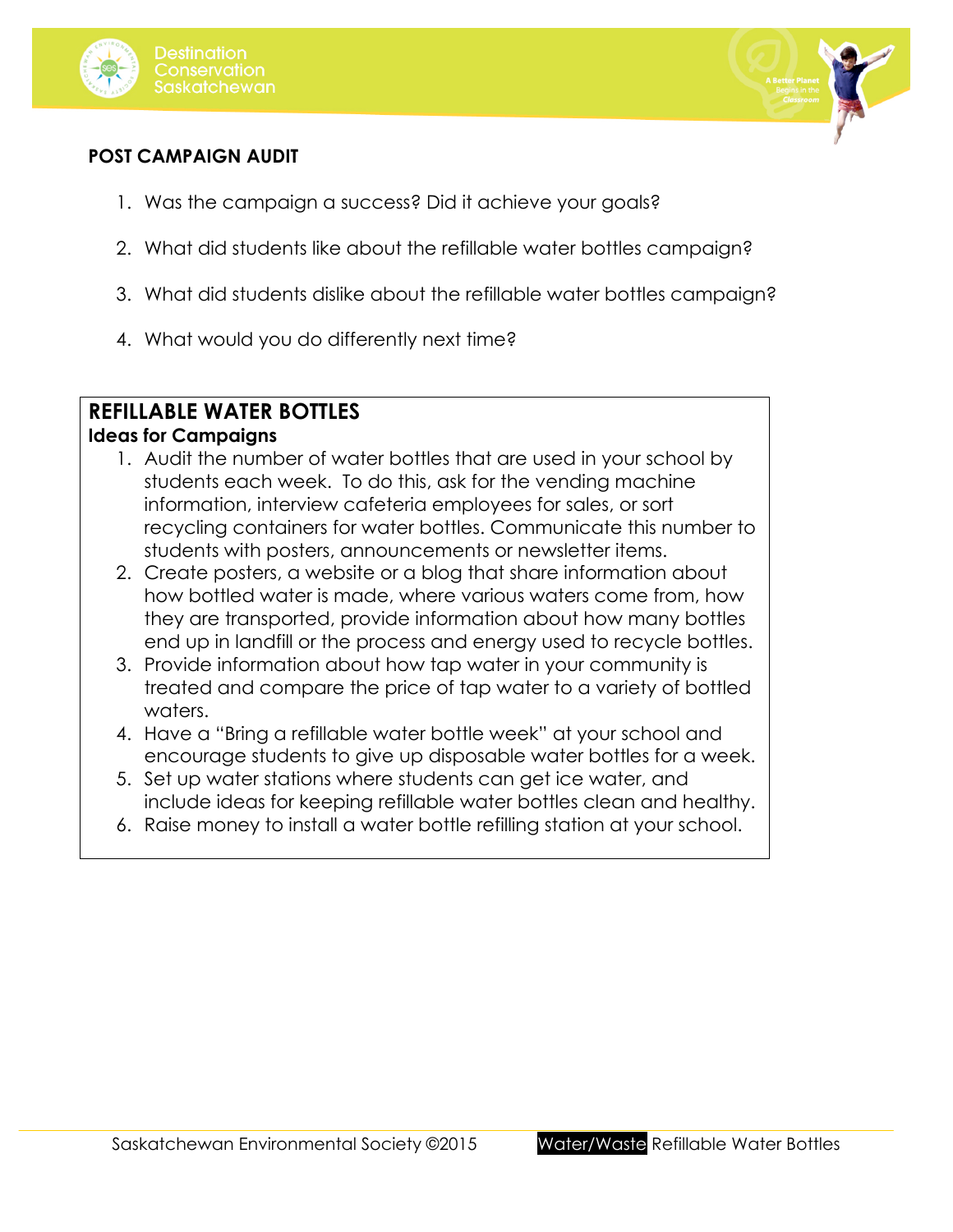**POST CAMPAIGN AUDIT**

1. Was the campaign a success? Did it achieve your goals?
2. What did students like about the refillable water bottles campaign?
3. What did students dislike about the refillable water bottles campaign?
4. What would you do differently next time?

## REFILLABLE WATER BOTTLES

### Ideas for Campaigns

1. Audit the number of water bottles that are used in your school by students each week. To do this, ask for the vending machine information, interview cafeteria employees for sales, or sort recycling containers for water bottles. Communicate this number to students with posters, announcements or newsletter items.
2. Create posters, a website or a blog that share information about how bottled water is made, where various waters come from, how they are transported, provide information about how many bottles end up in landfill or the process and energy used to recycle bottles.
3. Provide information about how tap water in your community is treated and compare the price of tap water to a variety of bottled waters.
4. Have a "Bring a refillable water bottle week" at your school and encourage students to give up disposable water bottles for a week.
5. Set up water stations where students can get ice water, and include ideas for keeping refillable water bottles clean and healthy.
6. Raise money to install a water bottle refilling station at your school.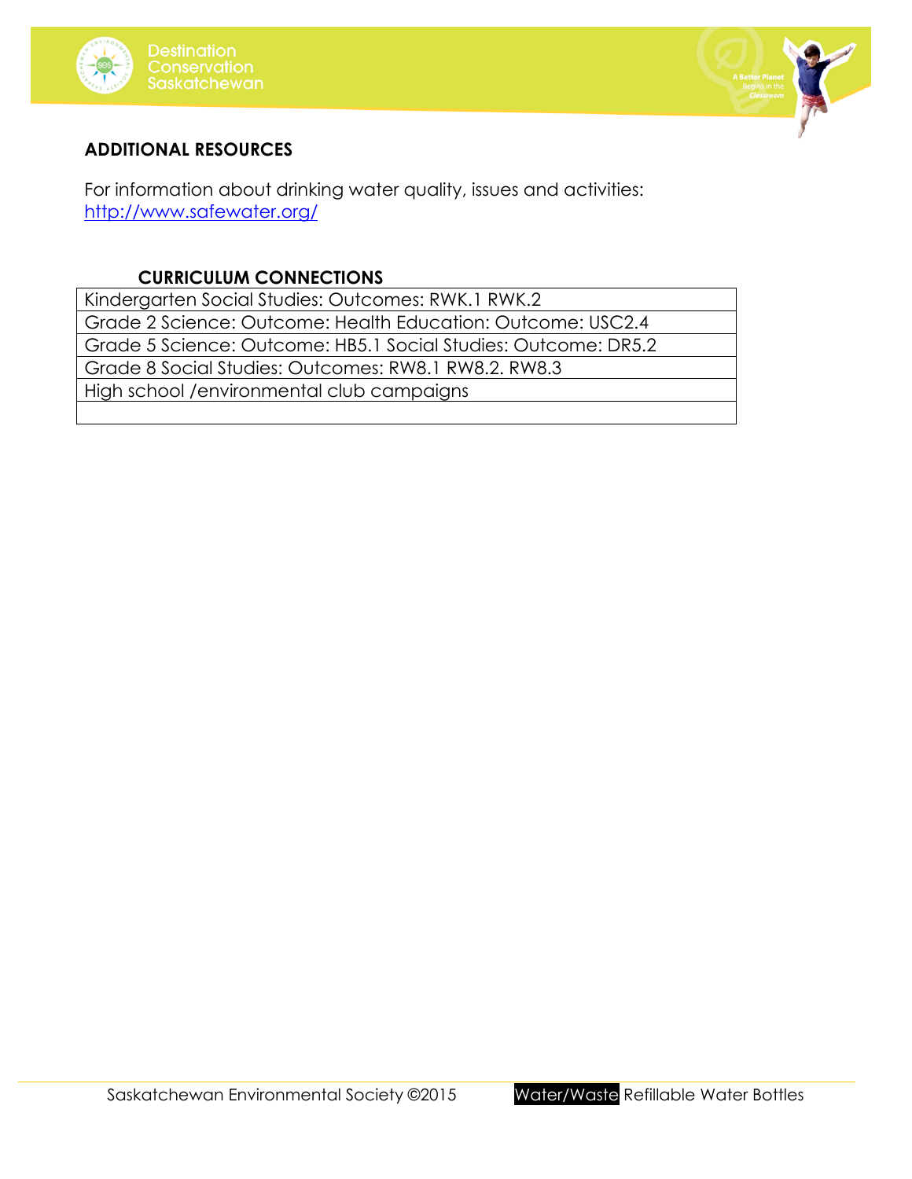## ADDITIONAL RESOURCES

For information about drinking water quality, issues and activities: http://www.safewater.org/

### CURRICULUM CONNECTIONS

| |
|---|
| Kindergarten Social Studies: Outcomes: RWK.1 RWK.2 |
| Grade 2 Science: Outcome: Health Education: Outcome: USC2.4 |
| Grade 5 Science: Outcome: HB5.1 Social Studies: Outcome: DR5.2 |
| Grade 8 Social Studies: Outcomes: RW8.1 RW8.2. RW8.3 |
| High school /environmental club campaigns |
| |